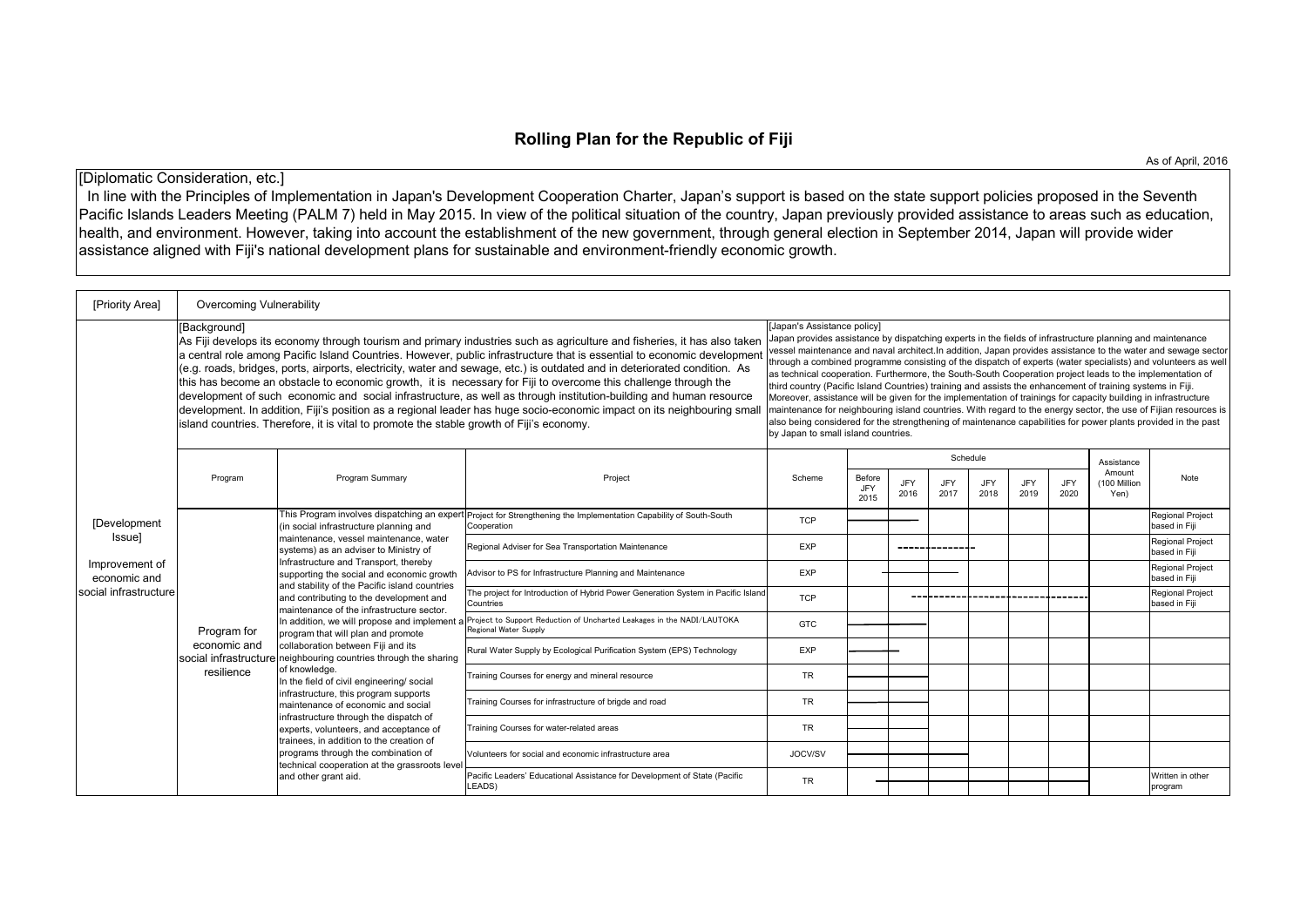# Rolling Plan for the Republic of Fiji

As of April, 2016

[Diplomatic Consideration, etc.]

In line with the Principles of Implementation in Japan's Development Cooperation Charter, Japan's support is based on the state support policies proposed in the Seventh Pacific Islands Leaders Meeting (PALM 7) held in May 2015. In view of the political situation of the country, Japan previously provided assistance to areas such as education, health, and environment. However, taking into account the establishment of the new government, through general election in September 2014, Japan will provide wider assistance aligned with Fiji's national development plans for sustainable and environment-friendly economic growth.

[Priority Area] Overcoming Vulnerability

[Background]

As Fiji develops its economy through tourism and primary industries such as agriculture and fisheries, it has also taken a central role among Pacific Island Countries. However, public infrastructure that is essential to economic development (e.g. roads, bridges, ports, airports, electricity, water and sewage, etc.) is outdated and in deteriorated condition. As this has become an obstacle to economic growth, it is necessary for Fiji to overcome this challenge through the development of such economic and social infrastructure, as well as through institution-building and human resource development. In addition, Fiji's position as a regional leader has huge socio-economic impact on its neighbouring small island countries. Therefore, it is vital to promote the stable growth of Fiji's economy.

[Japan's Assistance policy]

Japan provides assistance by dispatching experts in the fields of infrastructure planning and maintenance vessel maintenance and naval architect.In addition, Japan provides assistance to the water and sewage sector through a combined programme consisting of the dispatch of experts (water specialists) and volunteers as well as technical cooperation. Furthermore, the South-South Cooperation project leads to the implementation of third country (Pacific Island Countries) training and assists the enhancement of training systems in Fiji. Moreover, assistance will be given for the implementation of trainings for capacity building in infrastructure maintenance for neighbouring island countries. With regard to the energy sector, the use of Fijian resources is also being considered for the strengthening of maintenance capabilities for power plants provided in the past by Japan to small island countries.

[Development Issue] Improvement of economic and social infrastructure

| Program | Program Summary | Project | Scheme | Schedule: Before JFY 2015 | JFY 2016 | JFY 2017 | JFY 2018 | JFY 2019 | JFY 2020 | Assistance Amount (100 Million Yen) | Note |
|---|---|---|---|---|---|---|---|---|---|---|---|
| Program for economic and social infrastructure resilience | This Program involves dispatching an expert (in social infrastructure planning and maintenance, vessel maintenance, water systems) as an adviser to Ministry of Infrastructure and Transport, thereby supporting the social and economic growth and stability of the Pacific island countries and contributing to the development and maintenance of the infrastructure sector. In addition, we will propose and implement a program that will plan and promote collaboration between Fiji and its neighbouring countries through the sharing of knowledge. In the field of civil engineering/ social infrastructure, this program supports maintenance of economic and social infrastructure through the dispatch of experts, volunteers, and acceptance of trainees, in addition to the creation of programs through the combination of technical cooperation at the grassroots level and other grant aid. | Project for Strengthening the Implementation Capability of South-South Cooperation | TCP | | | | | | | | Regional Project based in Fiji |
| | | Regional Adviser for Sea Transportation Maintenance | EXP | | | | | | | | Regional Project based in Fiji |
| | | Advisor to PS for Infrastructure Planning and Maintenance | EXP | | | | | | | | Regional Project based in Fiji |
| | | The project for Introduction of Hybrid Power Generation System in Pacific Island Countries | TCP | | | | | | | | Regional Project based in Fiji |
| | | Project to Support Reduction of Uncharted Leakages in the NADI/LAUTOKA Regional Water Supply | GTC | | | | | | | | |
| | | Rural Water Supply by Ecological Purification System (EPS) Technology | EXP | | | | | | | | |
| | | Training Courses for energy and mineral resource | TR | | | | | | | | |
| | | Training Courses for infrastructure of brigde and road | TR | | | | | | | | |
| | | Training Courses for water-related areas | TR | | | | | | | | |
| | | Volunteers for social and economic infrastructure area | JOCV/SV | | | | | | | | |
| | | Pacific Leaders' Educational Assistance for Development of State (Pacific LEADS) | TR | | | | | | | | Written in other program |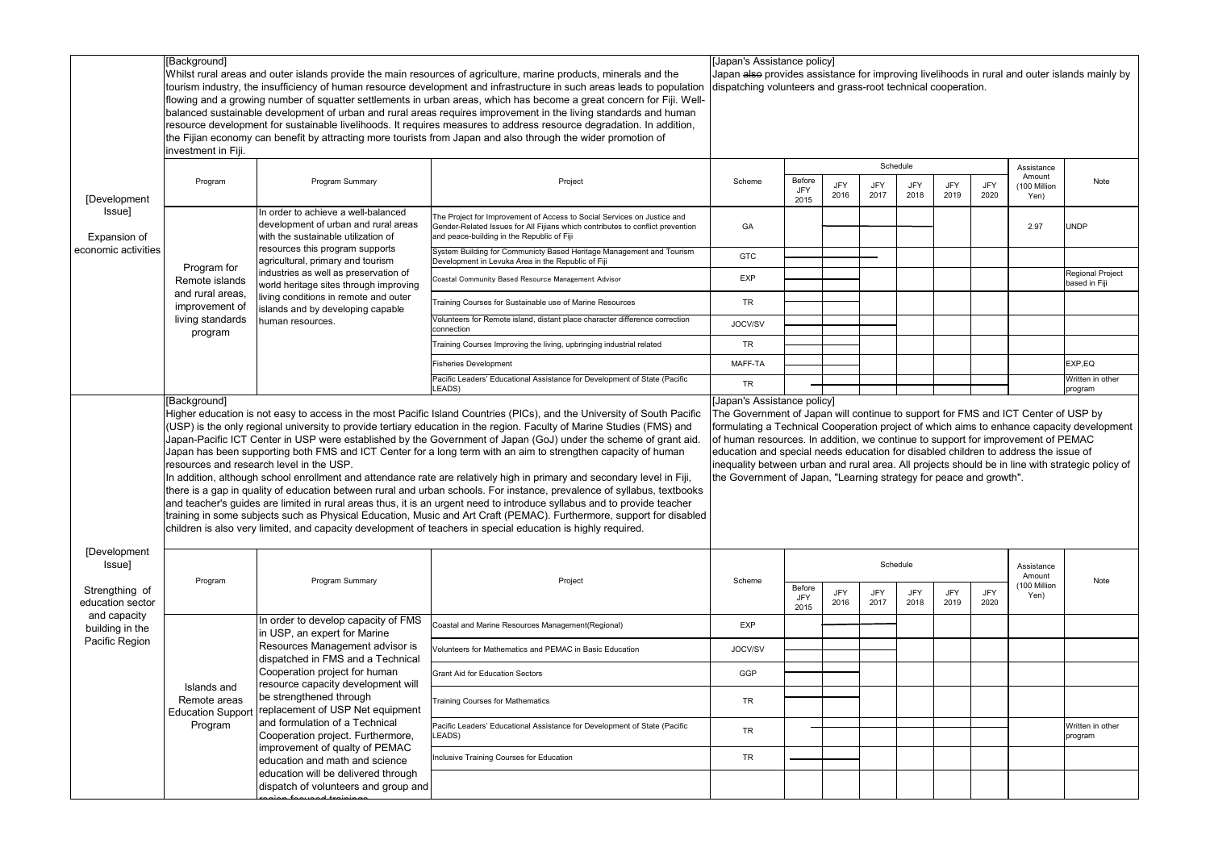| [Development Issue] | [Background] | | | [Japan's Assistance policy] | | | | | | | | | |
|---|---|---|---|---|---|---|---|---|---|---|---|---|---|
| Expansion of economic activities | Whilst rural areas and outer islands provide the main resources of agriculture, marine products, minerals and the tourism industry, the insufficiency of human resource development and infrastructure in such areas leads to population flowing and a growing number of squatter settlements in urban areas, which has become a great concern for Fiji. Well-balanced sustainable development of urban and rural areas requires improvement in the living standards and human resource development for sustainable livelihoods. It requires measures to address resource degradation. In addition, the Fijian economy can benefit by attracting more tourists from Japan and also through the wider promotion of investment in Fiji. | | | Japan ~~also~~ provides assistance for improving livelihoods in rural and outer islands mainly by dispatching volunteers and grass-root technical cooperation. | | | | | | | | | |
| | Program | Program Summary | Project | Scheme | Schedule: Before JFY 2015 | JFY 2016 | JFY 2017 | JFY 2018 | JFY 2019 | JFY 2020 | Assistance Amount (100 Million Yen) | Note | |
| | Program for Remote islands and rural areas, improvement of living standards program | In order to achieve a well-balanced development of urban and rural areas with the sustainable utilization of resources this program supports agricultural, primary and tourism industries as well as preservation of world heritage sites through improving living conditions in remote and outer islands and by developing capable human resources. | The Project for Improvement of Access to Social Services on Justice and Gender-Related Issues for All Fijians which contributes to conflict prevention and peace-building in the Republic of Fiji | GA | | | | | | | 2.97 | UNDP | |
| | | | System Building for Communicty Based Heritage Management and Tourism Development in Levuka Area in the Republic of Fiji | GTC | | | | | | | | | |
| | | | Coastal Community Based Resource Management Advisor | EXP | | | | | | | | Regional Project based in Fiji | |
| | | | Training Courses for Sustainable use of Marine Resources | TR | | | | | | | | | |
| | | | Volunteers for Remote island, distant place character difference correction connection | JOCV/SV | | | | | | | | | |
| | | | Training Courses Improving the living, upbringing industrial related | TR | | | | | | | | | |
| | | | Fisheries Development | MAFF-TA | | | | | | | | EXP,EQ | |
| | | | Pacific Leaders' Educational Assistance for Development of State (Pacific LEADS) | TR | | | | | | | | Written in other program | |

| [Development Issue] | [Background] | | | [Japan's Assistance policy] | | | | | | | | |
|---|---|---|---|---|---|---|---|---|---|---|---|---|
| Strengthing of education sector and capacity building in the Pacific Region | Higher education is not easy to access in the most Pacific Island Countries (PICs), and the University of South Pacific (USP) is the only regional university to provide tertiary education in the region. Faculty of Marine Studies (FMS) and Japan-Pacific ICT Center in USP were established by the Government of Japan (GoJ) under the scheme of grant aid. Japan has been supporting both FMS and ICT Center for a long term with an aim to strengthen capacity of human resources and research level in the USP. In addition, although school enrollment and attendance rate are relatively high in primary and secondary level in Fiji, there is a gap in quality of education between rural and urban schools. For instance, prevalence of syllabus, textbooks and teacher's guides are limited in rural areas thus, it is an urgent need to introduce syllabus and to provide teacher training in some subjects such as Physical Education, Music and Art Craft (PEMAC). Furthermore, support for disabled children is also very limited, and capacity development of teachers in special education is highly required. | | | The Government of Japan will continue to support for FMS and ICT Center of USP by formulating a Technical Cooperation project of which aims to enhance capacity development of human resources. In addition, we continue to support for improvement of PEMAC education and special needs education for disabled children to address the issue of inequality between urban and rural area. All projects should be in line with strategic policy of the Government of Japan, "Learning strategy for peace and growth". | | | | | | | | |
| | Program | Program Summary | Project | Scheme | Schedule: Before JFY 2015 | JFY 2016 | JFY 2017 | JFY 2018 | JFY 2019 | JFY 2020 | Assistance Amount (100 Million Yen) | Note |
| | Islands and Remote areas Education Support Program | In order to develop capacity of FMS in USP, an expert for Marine Resources Management advisor is dispatched in FMS and a Technical Cooperation project for human resource capacity development will be strengthened through replacement of USP Net equipment and formulation of a Technical Cooperation project. Furthermore, improvement of qualty of PEMAC education and math and science education will be delivered through dispatch of volunteers and group and region focused trainings. | Coastal and Marine Resources Management(Regional) | EXP | | | | | | | | |
| | | | Volunteers for Mathematics and PEMAC in Basic Education | JOCV/SV | | | | | | | | |
| | | | Grant Aid for Education Sectors | GGP | | | | | | | | |
| | | | Training Courses for Mathematics | TR | | | | | | | | |
| | | | Pacific Leaders' Educational Assistance for Development of State (Pacific LEADS) | TR | | | | | | | | Written in other program |
| | | | Inclusive Training Courses for Education | TR | | | | | | | | |
| | | | | | | | | | | | | |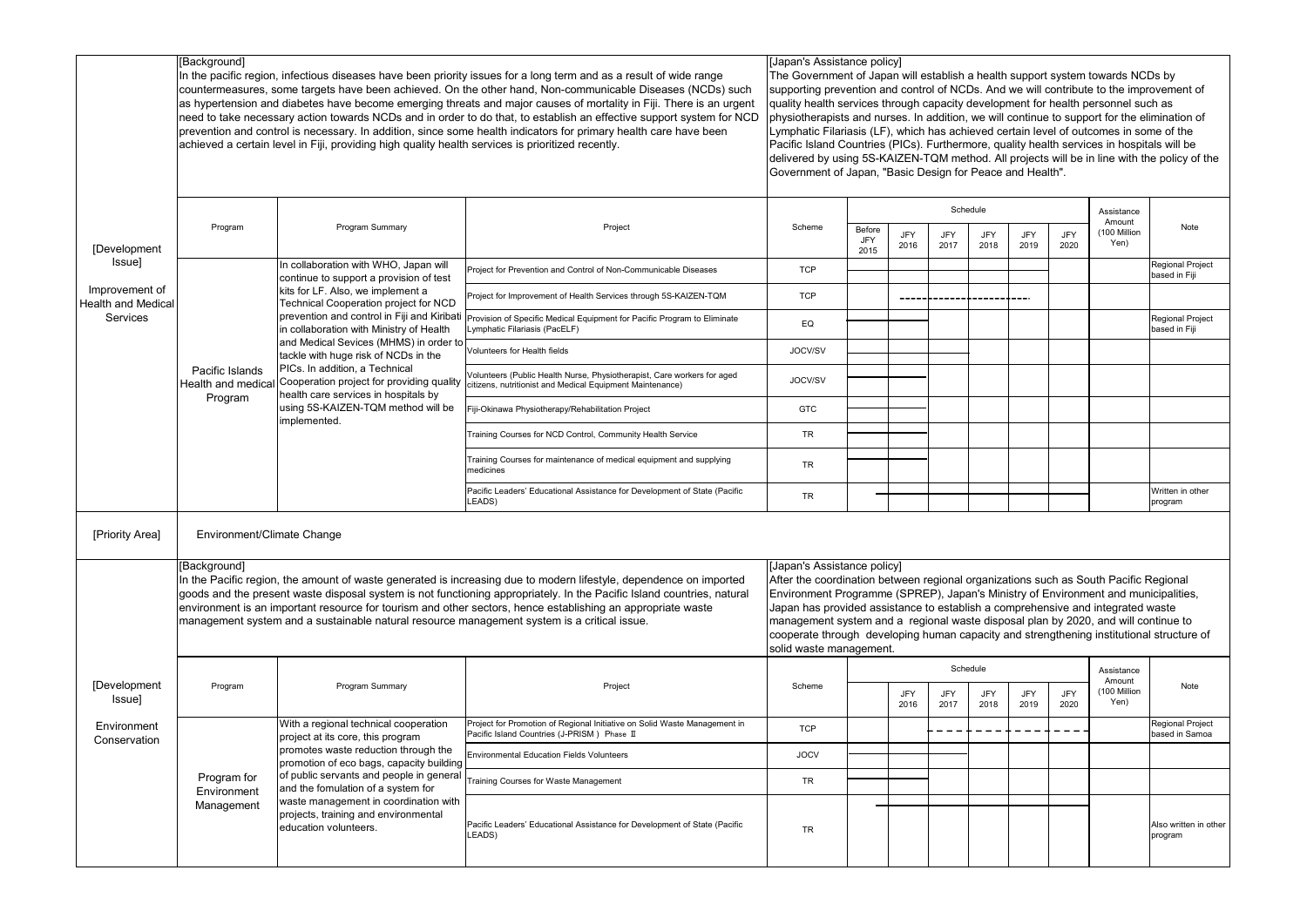| [Development Issue] | [Background] | | | [Japan's Assistance policy] | | | | | | | | |
|---|---|---|---|---|---|---|---|---|---|---|---|---|
| Improvement of Health and Medical Services | In the pacific region, infectious diseases have been priority issues for a long term and as a result of wide range countermeasures, some targets have been achieved. On the other hand, Non-communicable Diseases (NCDs) such as hypertension and diabetes have become emerging threats and major causes of mortality in Fiji. There is an urgent need to take necessary action towards NCDs and in order to do that, to establish an effective support system for NCD prevention and control is necessary. In addition, since some health indicators for primary health care have been achieved a certain level in Fiji, providing high quality health services is prioritized recently. | | | The Government of Japan will establish a health support system towards NCDs by supporting prevention and control of NCDs. And we will contribute to the improvement of quality health services through capacity development for health personnel such as physiotherapists and nurses. In addition, we will continue to support for the elimination of Lymphatic Filariasis (LF), which has achieved certain level of outcomes in some of the Pacific Island Countries (PICs). Furthermore, quality health services in hospitals will be delivered by using 5S-KAIZEN-TQM method. All projects will be in line with the policy of the Government of Japan, "Basic Design for Peace and Health". | | | | | | | | |
| | Program | Program Summary | Project | Scheme | Schedule | | | | | | Assistance Amount (100 Million Yen) | Note |
| | | | | | Before JFY 2015 | JFY 2016 | JFY 2017 | JFY 2018 | JFY 2019 | JFY 2020 | | |
| | Pacific Islands Health and medical Program | In collaboration with WHO, Japan will continue to support a provision of test kits for LF. Also, we implement a Technical Cooperation project for NCD prevention and control in Fiji and Kiribati in collaboration with Ministry of Health and Medical Sevices (MHMS) in order to tackle with huge risk of NCDs in the PICs. In addition, a Technical Cooperation project for providing quality health care services in hospitals by using 5S-KAIZEN-TQM method will be implemented. | Project for Prevention and Control of Non-Communicable Diseases | TCP | | | | | | | | Regional Project based in Fiji |
| | | | Project for Improvement of Health Services through 5S-KAIZEN-TQM | TCP | | | | | | | | |
| | | | Provision of Specific Medical Equipment for Pacific Program to Eliminate Lymphatic Filariasis (PacELF) | EQ | | | | | | | | Regional Project based in Fiji |
| | | | Volunteers for Health fields | JOCV/SV | | | | | | | | |
| | | | Volunteers (Public Health Nurse, Physiotherapist, Care workers for aged citizens, nutritionist and Medical Equipment Maintenance) | JOCV/SV | | | | | | | | |
| | | | Fiji-Okinawa Physiotherapy/Rehabilitation Project | GTC | | | | | | | | |
| | | | Training Courses for NCD Control, Community Health Service | TR | | | | | | | | |
| | | | Training Courses for maintenance of medical equipment and supplying medicines | TR | | | | | | | | |
| | | | Pacific Leaders' Educational Assistance for Development of State (Pacific LEADS) | TR | | | | | | | | Written in other program |

[Priority Area] Environment/Climate Change

| [Development Issue] | [Background] | | | [Japan's Assistance policy] | | | | | | | | |
|---|---|---|---|---|---|---|---|---|---|---|---|---|
| Environment Conservation | In the Pacific region, the amount of waste generated is increasing due to modern lifestyle, dependence on imported goods and the present waste disposal system is not functioning appropriately. In the Pacific Island countries, natural environment is an important resource for tourism and other sectors, hence establishing an appropriate waste management system and a sustainable natural resource management system is a critical issue. | | | After the coordination between regional organizations such as South Pacific Regional Environment Programme (SPREP), Japan's Ministry of Environment and municipalities, Japan has provided assistance to establish a comprehensive and integrated waste management system and a regional waste disposal plan by 2020, and will continue to cooperate through developing human capacity and strengthening institutional structure of solid waste management. | | | | | | | | |
| | Program | Program Summary | Project | Scheme | Schedule | | | | | | Assistance Amount (100 Million Yen) | Note |
| | | | | | | JFY 2016 | JFY 2017 | JFY 2018 | JFY 2019 | JFY 2020 | | |
| | Program for Environment Management | With a regional technical cooperation project at its core, this program promotes waste reduction through the promotion of eco bags, capacity building of public servants and people in general and the fomulation of a system for waste management in coordination with projects, training and environmental education volunteers. | Project for Promotion of Regional Initiative on Solid Waste Management in Pacific Island Countries (J-PRISM ) Phase II | TCP | | | | | | | | Regional Project based in Samoa |
| | | | Environmental Education Fields Volunteers | JOCV | | | | | | | | |
| | | | Training Courses for Waste Management | TR | | | | | | | | |
| | | | Pacific Leaders' Educational Assistance for Development of State (Pacific LEADS) | TR | | | | | | | | Also written in other program |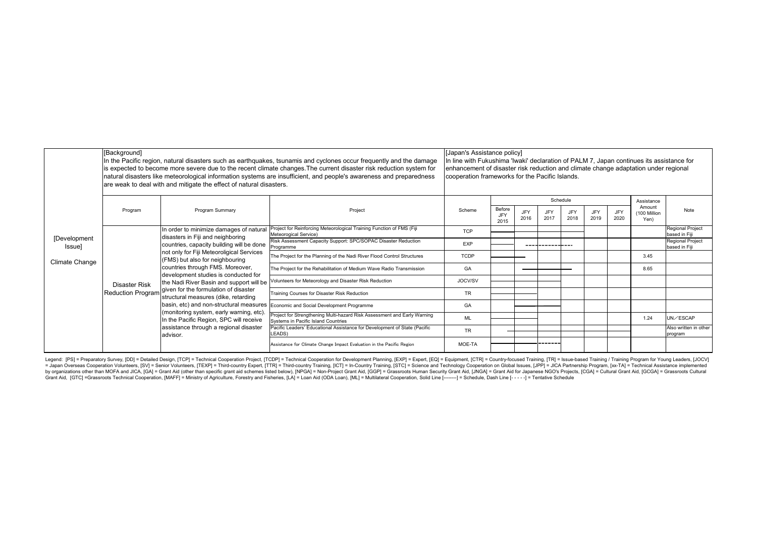**[Development Issue]**

**Climate Change**

**[Background]**

In the Pacific region, natural disasters such as earthquakes, tsunamis and cyclones occur frequently and the damage is expected to become more severe due to the recent climate changes.The current disaster risk reduction system for natural disasters like meteorological information systems are insufficient, and people's awareness and preparedness are weak to deal with and mitigate the effect of natural disasters.

**[Japan's Assistance policy]**

In line with Fukushima 'Iwaki' declaration of PALM 7, Japan continues its assistance for enhancement of disaster risk reduction and climate change adaptation under regional cooperation frameworks for the Pacific Islands.

| Program | Program Summary | Project | Scheme | Schedule | | | | | | Assistance Amount (100 Million Yen) | Note |
|---|---|---|---|---|---|---|---|---|---|---|---|
| | | | | Before JFY 2015 | JFY 2016 | JFY 2017 | JFY 2018 | JFY 2019 | JFY 2020 | | |
| Disaster Risk Reduction Program | In order to minimize damages of natural disasters in Fiji and neighboring countries, capacity building will be done not only for Fiji Meteorological Services (FMS) but also for neighbouring countries through FMS. Moreover, development studies is conducted for the Nadi River Basin and support will be given for the formulation of disaster structural measures (dike, retarding basin, etc) and non-structural measures (monitoring system, early warning, etc). In the Pacific Region, SPC will receive assistance through a regional disaster advisor. | Project for Reinforcing Meteorological Training Function of FMS (Fiji Meteorological Service) | TCP | | | | | | | | Regional Project based in Fiji |
| | | Risk Assessment Capacity Support: SPC/SOPAC Disaster Reduction Programme | EXP | | | | | | | | Regional Project based in Fiji |
| | | The Project for the Planning of the Nadi River Flood Control Structures | TCDP | | | | | | | 3.45 | |
| | | The Project for the Rehabilitation of Medium Wave Radio Transmission | GA | | | | | | | 8.65 | |
| | | Volunteers for Meteorology and Disaster Risk Reduction | JOCV/SV | | | | | | | | |
| | | Training Courses for Disaster Risk Reduction | TR | | | | | | | | |
| | | Economic and Social Development Programme | GA | | | | | | | | |
| | | Project for Strengthening Multi-hazard Risk Assessment and Early Warning Systems in Pacific Island Countries | ML | | | | | | | 1.24 | UN／ESCAP |
| | | Pacific Leaders' Educational Assistance for Development of State (Pacific LEADS) | TR | | | | | | | | Also written in other program |
| | | Assistance for Climate Change Impact Evaluation in the Pacific Region | MOE-TA | | | | | | | | |

Legend: [PS] = Preparatory Survey, [DD] = Detailed Design, [TCP] = Technical Cooperation Project, [TCDP] = Technical Cooperation for Development Planning, [EXP] = Expert, [EQ] = Equipment, [CTR] = Country-focused Training, [TR] = Issue-based Training / Training Program for Young Leaders, [JOCV] = Japan Overseas Cooperation Volunteers, [SV] = Senior Volunteers, [TEXP] = Third-country Expert, [TTR] = Third-country Training, [ICT] = In-Country Training, [STC] = Science and Technology Cooperation on Global Issues, [JPP] = JICA Partnership Program, [xx-TA] = Technical Assistance implemented by organizations other than MOFA and JICA, [GA] = Grant Aid (other than specific grant aid schemes listed below), [NPGA] = Non-Project Grant Aid, [GGP] = Grassroots Human Security Grant Aid, [JNGA] = Grant Aid for Japanese NGO's Projects, [CGA] = Cultural Grant Aid, [GCGA] = Grassroots Cultural Grant Aid, [GTC] =Grassroots Technical Cooperation, [MAFF] = Ministry of Agriculture, Forestry and Fisheries, [LA] = Loan Aid (ODA Loan), [ML] = Multilateral Cooperation, Solid Line [--------] = Schedule, Dash Line [- - - - -] = Tentative Schedule